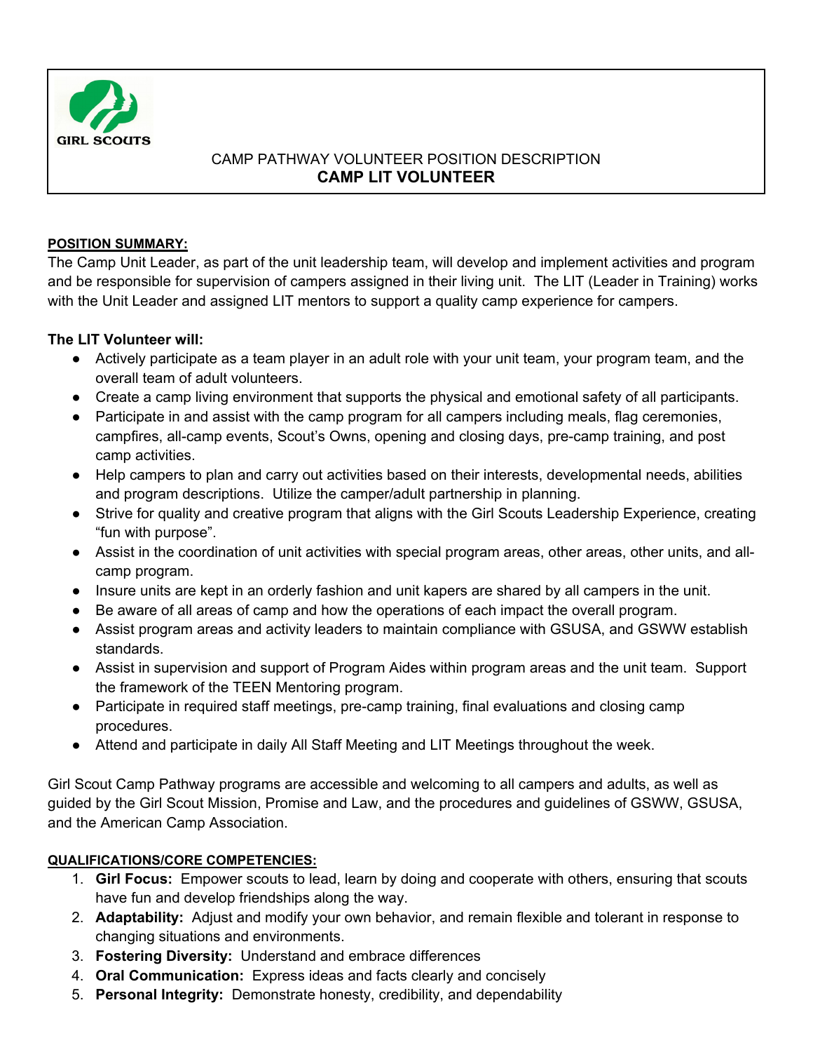GIRL SCOUTS

CAMP PATHWAY VOLUNTEER POSITION DESCRIPTION

# CAMP LIT VOLUNTEER

**POSITION SUMMARY:**

The Camp Unit Leader, as part of the unit leadership team, will develop and implement activities and program and be responsible for supervision of campers assigned in their living unit. The LIT (Leader in Training) works with the Unit Leader and assigned LIT mentors to support a quality camp experience for campers.

**The LIT Volunteer will:**

- Actively participate as a team player in an adult role with your unit team, your program team, and the overall team of adult volunteers.
- Create a camp living environment that supports the physical and emotional safety of all participants.
- Participate in and assist with the camp program for all campers including meals, flag ceremonies, campfires, all-camp events, Scout's Owns, opening and closing days, pre-camp training, and post camp activities.
- Help campers to plan and carry out activities based on their interests, developmental needs, abilities and program descriptions. Utilize the camper/adult partnership in planning.
- Strive for quality and creative program that aligns with the Girl Scouts Leadership Experience, creating "fun with purpose".
- Assist in the coordination of unit activities with special program areas, other areas, other units, and all-camp program.
- Insure units are kept in an orderly fashion and unit kapers are shared by all campers in the unit.
- Be aware of all areas of camp and how the operations of each impact the overall program.
- Assist program areas and activity leaders to maintain compliance with GSUSA, and GSWW establish standards.
- Assist in supervision and support of Program Aides within program areas and the unit team. Support the framework of the TEEN Mentoring program.
- Participate in required staff meetings, pre-camp training, final evaluations and closing camp procedures.
- Attend and participate in daily All Staff Meeting and LIT Meetings throughout the week.

Girl Scout Camp Pathway programs are accessible and welcoming to all campers and adults, as well as guided by the Girl Scout Mission, Promise and Law, and the procedures and guidelines of GSWW, GSUSA, and the American Camp Association.

**QUALIFICATIONS/CORE COMPETENCIES:**

1. **Girl Focus:** Empower scouts to lead, learn by doing and cooperate with others, ensuring that scouts have fun and develop friendships along the way.
2. **Adaptability:** Adjust and modify your own behavior, and remain flexible and tolerant in response to changing situations and environments.
3. **Fostering Diversity:** Understand and embrace differences
4. **Oral Communication:** Express ideas and facts clearly and concisely
5. **Personal Integrity:** Demonstrate honesty, credibility, and dependability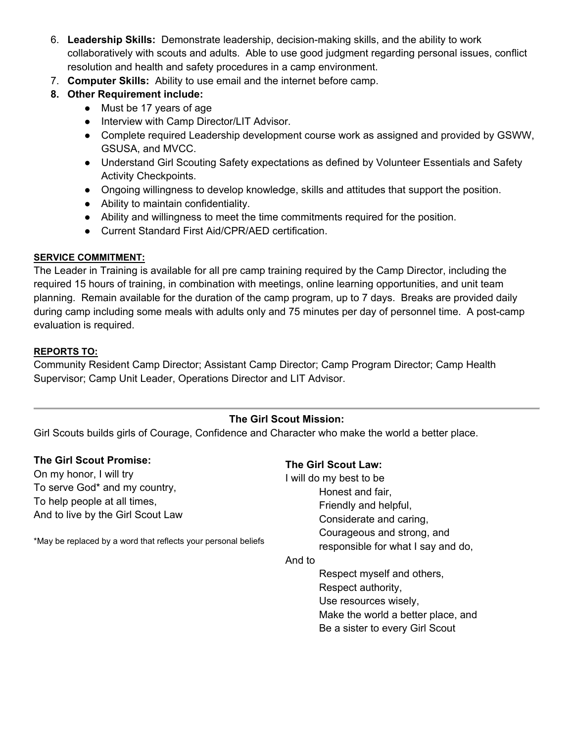6. **Leadership Skills:** Demonstrate leadership, decision-making skills, and the ability to work collaboratively with scouts and adults. Able to use good judgment regarding personal issues, conflict resolution and health and safety procedures in a camp environment.
7. **Computer Skills:** Ability to use email and the internet before camp.
8. **Other Requirement include:**
   - Must be 17 years of age
   - Interview with Camp Director/LIT Advisor.
   - Complete required Leadership development course work as assigned and provided by GSWW, GSUSA, and MVCC.
   - Understand Girl Scouting Safety expectations as defined by Volunteer Essentials and Safety Activity Checkpoints.
   - Ongoing willingness to develop knowledge, skills and attitudes that support the position.
   - Ability to maintain confidentiality.
   - Ability and willingness to meet the time commitments required for the position.
   - Current Standard First Aid/CPR/AED certification.

**SERVICE COMMITMENT:**

The Leader in Training is available for all pre camp training required by the Camp Director, including the required 15 hours of training, in combination with meetings, online learning opportunities, and unit team planning. Remain available for the duration of the camp program, up to 7 days. Breaks are provided daily during camp including some meals with adults only and 75 minutes per day of personnel time. A post-camp evaluation is required.

**REPORTS TO:**

Community Resident Camp Director; Assistant Camp Director; Camp Program Director; Camp Health Supervisor; Camp Unit Leader, Operations Director and LIT Advisor.

---

**The Girl Scout Mission:**

Girl Scouts builds girls of Courage, Confidence and Character who make the world a better place.

**The Girl Scout Promise:**

On my honor, I will try
To serve God* and my country,
To help people at all times,
And to live by the Girl Scout Law

*May be replaced by a word that reflects your personal beliefs

**The Girl Scout Law:**

I will do my best to be
Honest and fair,
Friendly and helpful,
Considerate and caring,
Courageous and strong, and
responsible for what I say and do,
And to
Respect myself and others,
Respect authority,
Use resources wisely,
Make the world a better place, and
Be a sister to every Girl Scout